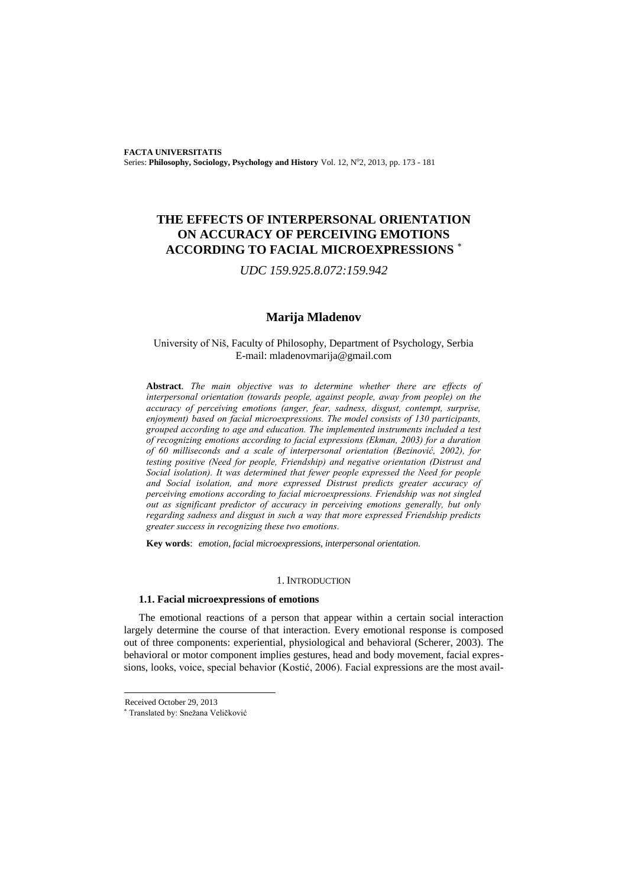# THE EFFECTS OF INTERPERSONAL ORIENTATION ON ACCURACY OF PERCEIVING EMOTIONS ACCORDING TO FACIAL MICROEXPRESSIONS [*]

*UDC 159.925.8.072:159.942*

## Marija Mladenov

University of Niš, Faculty of Philosophy, Department of Psychology, Serbia
E-mail: mladenovmarija@gmail.com

**Abstract**. *The main objective was to determine whether there are effects of interpersonal orientation (towards people, against people, away from people) on the accuracy of perceiving emotions (anger, fear, sadness, disgust, contempt, surprise, enjoyment) based on facial microexpressions. The model consists of 130 participants, grouped according to age and education. The implemented instruments included a test of recognizing emotions according to facial expressions (Ekman, 2003) for a duration of 60 milliseconds and a scale of interpersonal orientation (Bezinović, 2002), for testing positive (Need for people, Friendship) and negative orientation (Distrust and Social isolation). It was determined that fewer people expressed the Need for people and Social isolation, and more expressed Distrust predicts greater accuracy of perceiving emotions according to facial microexpressions. Friendship was not singled out as significant predictor of accuracy in perceiving emotions generally, but only regarding sadness and disgust in such a way that more expressed Friendship predicts greater success in recognizing these two emotions.*

**Key words**: *emotion, facial microexpressions, interpersonal orientation.*

## 1. INTRODUCTION

### 1.1. Facial microexpressions of emotions

The emotional reactions of a person that appear within a certain social interaction largely determine the course of that interaction. Every emotional response is composed out of three components: experiential, physiological and behavioral (Scherer, 2003). The behavioral or motor component implies gestures, head and body movement, facial expressions, looks, voice, special behavior (Kostić, 2006). Facial expressions are the most avail-

---

Received October 29, 2013

[*] Translated by: Snežana Veličković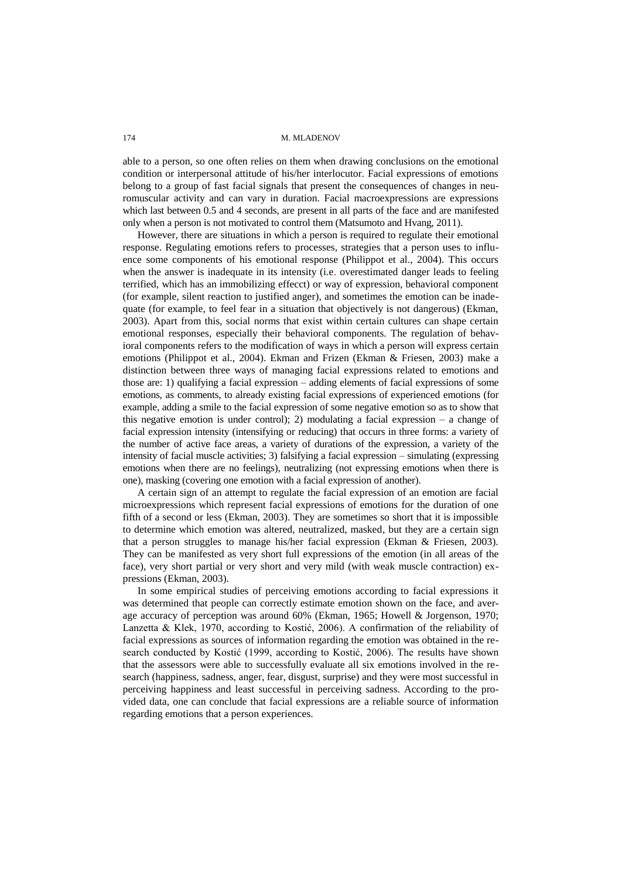able to a person, so one often relies on them when drawing conclusions on the emotional condition or interpersonal attitude of his/her interlocutor. Facial expressions of emotions belong to a group of fast facial signals that present the consequences of changes in neuromuscular activity and can vary in duration. Facial macroexpressions are expressions which last between 0.5 and 4 seconds, are present in all parts of the face and are manifested only when a person is not motivated to control them (Matsumoto and Hvang, 2011).

However, there are situations in which a person is required to regulate their emotional response. Regulating emotions refers to processes, strategies that a person uses to influence some components of his emotional response (Philippot et al., 2004). This occurs when the answer is inadequate in its intensity (i.e. overestimated danger leads to feeling terrified, which has an immobilizing effecct) or way of expression, behavioral component (for example, silent reaction to justified anger), and sometimes the emotion can be inadequate (for example, to feel fear in a situation that objectively is not dangerous) (Ekman, 2003). Apart from this, social norms that exist within certain cultures can shape certain emotional responses, especially their behavioral components. The regulation of behavioral components refers to the modification of ways in which a person will express certain emotions (Philippot et al., 2004). Ekman and Frizen (Ekman & Friesen, 2003) make a distinction between three ways of managing facial expressions related to emotions and those are: 1) qualifying a facial expression – adding elements of facial expressions of some emotions, as comments, to already existing facial expressions of experienced emotions (for example, adding a smile to the facial expression of some negative emotion so as to show that this negative emotion is under control); 2) modulating a facial expression – a change of facial expression intensity (intensifying or reducing) that occurs in three forms: a variety of the number of active face areas, a variety of durations of the expression, a variety of the intensity of facial muscle activities; 3) falsifying a facial expression – simulating (expressing emotions when there are no feelings), neutralizing (not expressing emotions when there is one), masking (covering one emotion with a facial expression of another).

A certain sign of an attempt to regulate the facial expression of an emotion are facial microexpressions which represent facial expressions of emotions for the duration of one fifth of a second or less (Ekman, 2003). They are sometimes so short that it is impossible to determine which emotion was altered, neutralized, masked, but they are a certain sign that a person struggles to manage his/her facial expression (Ekman & Friesen, 2003). They can be manifested as very short full expressions of the emotion (in all areas of the face), very short partial or very short and very mild (with weak muscle contraction) expressions (Ekman, 2003).

In some empirical studies of perceiving emotions according to facial expressions it was determined that people can correctly estimate emotion shown on the face, and average accuracy of perception was around 60% (Ekman, 1965; Howell & Jorgenson, 1970; Lanzetta & Klek, 1970, according to Kostić, 2006). A confirmation of the reliability of facial expressions as sources of information regarding the emotion was obtained in the research conducted by Kostić (1999, according to Kostić, 2006). The results have shown that the assessors were able to successfully evaluate all six emotions involved in the research (happiness, sadness, anger, fear, disgust, surprise) and they were most successful in perceiving happiness and least successful in perceiving sadness. According to the provided data, one can conclude that facial expressions are a reliable source of information regarding emotions that a person experiences.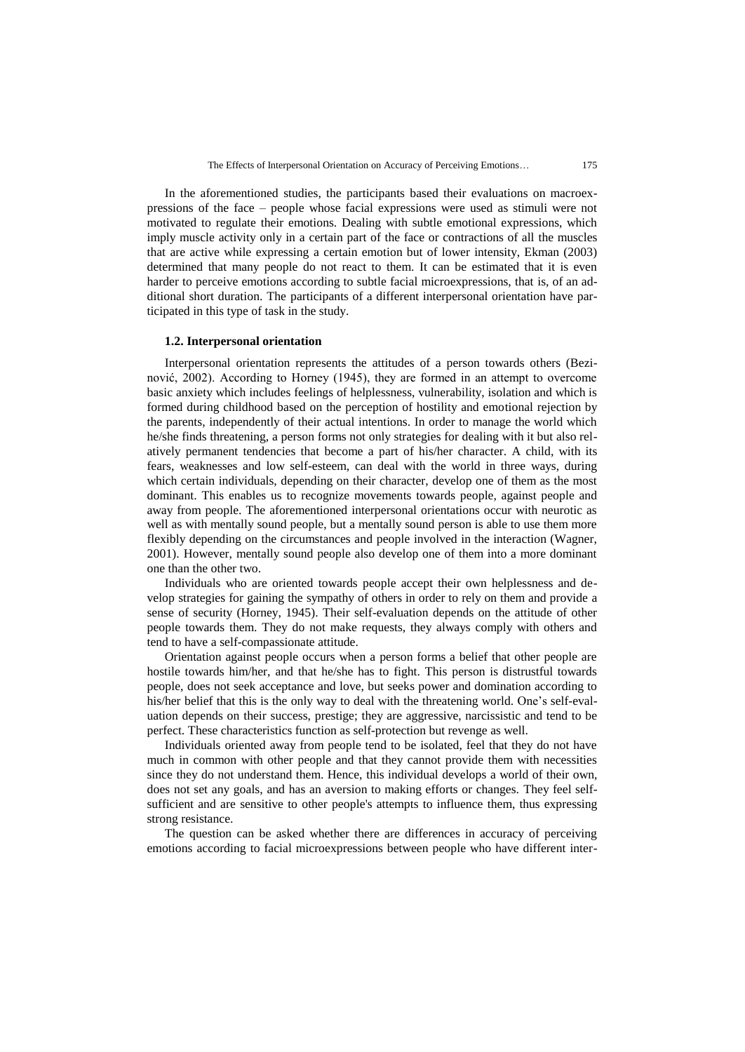In the aforementioned studies, the participants based their evaluations on macroexpressions of the face – people whose facial expressions were used as stimuli were not motivated to regulate their emotions. Dealing with subtle emotional expressions, which imply muscle activity only in a certain part of the face or contractions of all the muscles that are active while expressing a certain emotion but of lower intensity, Ekman (2003) determined that many people do not react to them. It can be estimated that it is even harder to perceive emotions according to subtle facial microexpressions, that is, of an additional short duration. The participants of a different interpersonal orientation have participated in this type of task in the study.

### 1.2. Interpersonal orientation

Interpersonal orientation represents the attitudes of a person towards others (Bezinović, 2002). According to Horney (1945), they are formed in an attempt to overcome basic anxiety which includes feelings of helplessness, vulnerability, isolation and which is formed during childhood based on the perception of hostility and emotional rejection by the parents, independently of their actual intentions. In order to manage the world which he/she finds threatening, a person forms not only strategies for dealing with it but also relatively permanent tendencies that become a part of his/her character. A child, with its fears, weaknesses and low self-esteem, can deal with the world in three ways, during which certain individuals, depending on their character, develop one of them as the most dominant. This enables us to recognize movements towards people, against people and away from people. The aforementioned interpersonal orientations occur with neurotic as well as with mentally sound people, but a mentally sound person is able to use them more flexibly depending on the circumstances and people involved in the interaction (Wagner, 2001). However, mentally sound people also develop one of them into a more dominant one than the other two.

Individuals who are oriented towards people accept their own helplessness and develop strategies for gaining the sympathy of others in order to rely on them and provide a sense of security (Horney, 1945). Their self-evaluation depends on the attitude of other people towards them. They do not make requests, they always comply with others and tend to have a self-compassionate attitude.

Orientation against people occurs when a person forms a belief that other people are hostile towards him/her, and that he/she has to fight. This person is distrustful towards people, does not seek acceptance and love, but seeks power and domination according to his/her belief that this is the only way to deal with the threatening world. One's self-evaluation depends on their success, prestige; they are aggressive, narcissistic and tend to be perfect. These characteristics function as self-protection but revenge as well.

Individuals oriented away from people tend to be isolated, feel that they do not have much in common with other people and that they cannot provide them with necessities since they do not understand them. Hence, this individual develops a world of their own, does not set any goals, and has an aversion to making efforts or changes. They feel self-sufficient and are sensitive to other people's attempts to influence them, thus expressing strong resistance.

The question can be asked whether there are differences in accuracy of perceiving emotions according to facial microexpressions between people who have different inter-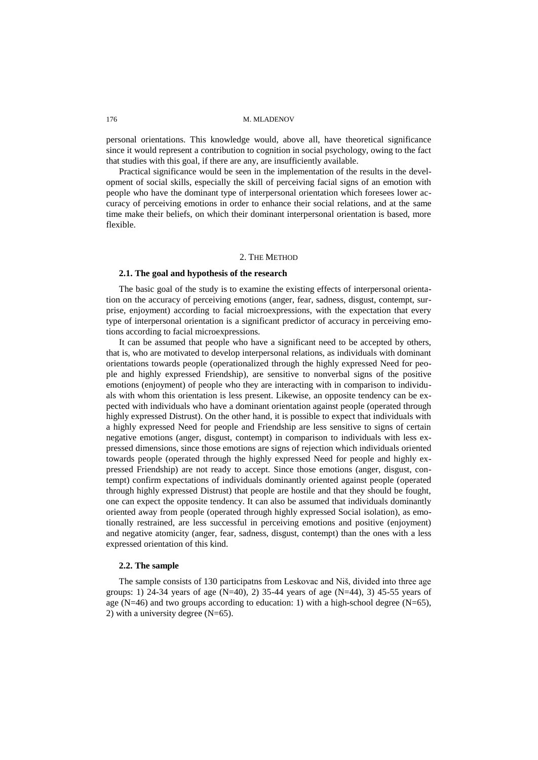personal orientations. This knowledge would, above all, have theoretical significance since it would represent a contribution to cognition in social psychology, owing to the fact that studies with this goal, if there are any, are insufficiently available.

Practical significance would be seen in the implementation of the results in the development of social skills, especially the skill of perceiving facial signs of an emotion with people who have the dominant type of interpersonal orientation which foresees lower accuracy of perceiving emotions in order to enhance their social relations, and at the same time make their beliefs, on which their dominant interpersonal orientation is based, more flexible.

## 2. The Method

### 2.1. The goal and hypothesis of the research

The basic goal of the study is to examine the existing effects of interpersonal orientation on the accuracy of perceiving emotions (anger, fear, sadness, disgust, contempt, surprise, enjoyment) according to facial microexpressions, with the expectation that every type of interpersonal orientation is a significant predictor of accuracy in perceiving emotions according to facial microexpressions.

It can be assumed that people who have a significant need to be accepted by others, that is, who are motivated to develop interpersonal relations, as individuals with dominant orientations towards people (operationalized through the highly expressed Need for people and highly expressed Friendship), are sensitive to nonverbal signs of the positive emotions (enjoyment) of people who they are interacting with in comparison to individuals with whom this orientation is less present. Likewise, an opposite tendency can be expected with individuals who have a dominant orientation against people (operated through highly expressed Distrust). On the other hand, it is possible to expect that individuals with a highly expressed Need for people and Friendship are less sensitive to signs of certain negative emotions (anger, disgust, contempt) in comparison to individuals with less expressed dimensions, since those emotions are signs of rejection which individuals oriented towards people (operated through the highly expressed Need for people and highly expressed Friendship) are not ready to accept. Since those emotions (anger, disgust, contempt) confirm expectations of individuals dominantly oriented against people (operated through highly expressed Distrust) that people are hostile and that they should be fought, one can expect the opposite tendency. It can also be assumed that individuals dominantly oriented away from people (operated through highly expressed Social isolation), as emotionally restrained, are less successful in perceiving emotions and positive (enjoyment) and negative atomicity (anger, fear, sadness, disgust, contempt) than the ones with a less expressed orientation of this kind.

### 2.2. The sample

The sample consists of 130 participatns from Leskovac and Niš, divided into three age groups: 1) 24-34 years of age (N=40), 2) 35-44 years of age (N=44), 3) 45-55 years of age (N=46) and two groups according to education: 1) with a high-school degree (N=65), 2) with a university degree (N=65).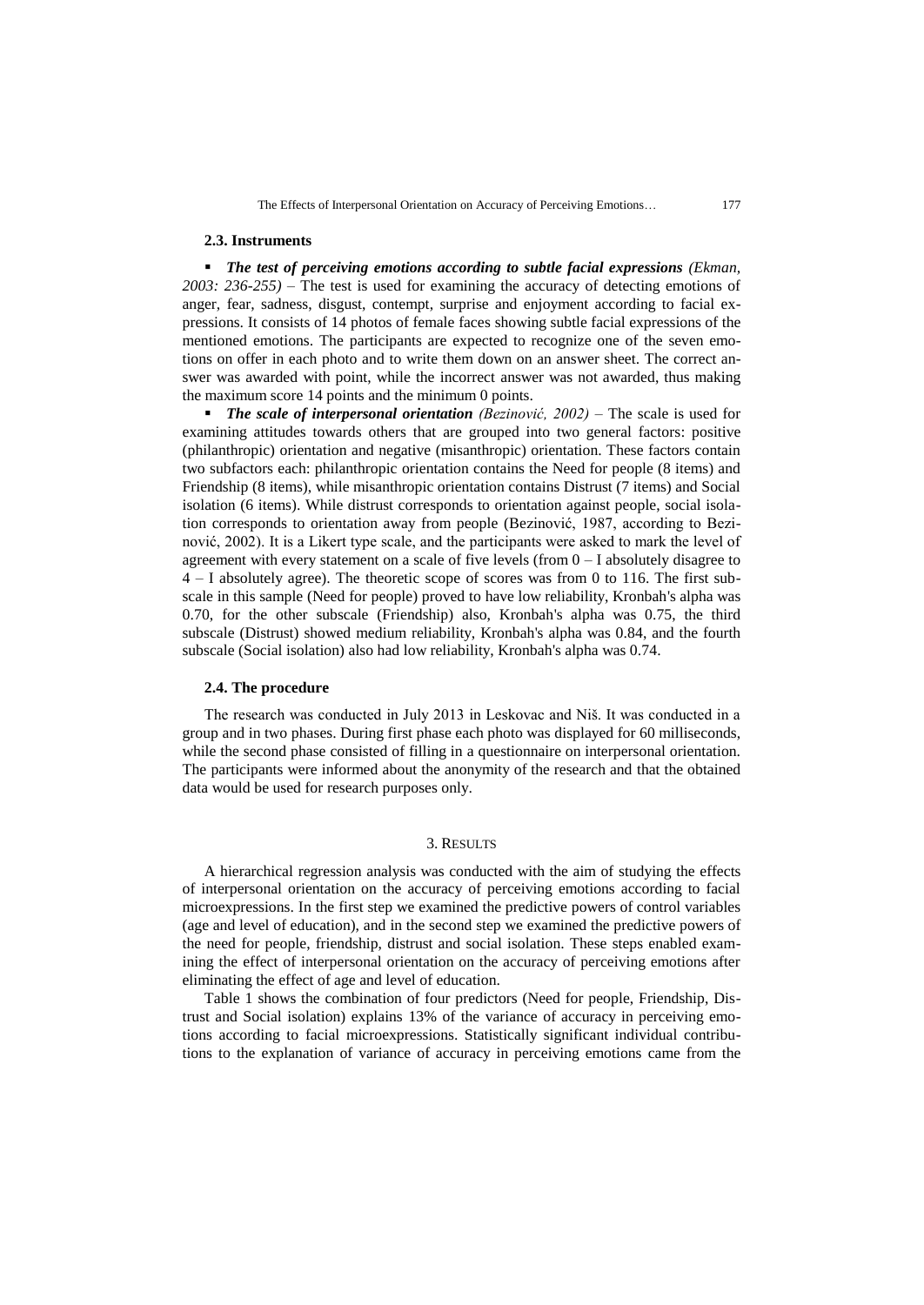### 2.3. Instruments

- ***The test of perceiving emotions according to subtle facial expressions*** *(Ekman, 2003: 236-255)* – The test is used for examining the accuracy of detecting emotions of anger, fear, sadness, disgust, contempt, surprise and enjoyment according to facial expressions. It consists of 14 photos of female faces showing subtle facial expressions of the mentioned emotions. The participants are expected to recognize one of the seven emotions on offer in each photo and to write them down on an answer sheet. The correct answer was awarded with point, while the incorrect answer was not awarded, thus making the maximum score 14 points and the minimum 0 points.
- ***The scale of interpersonal orientation*** *(Bezinović, 2002)* – The scale is used for examining attitudes towards others that are grouped into two general factors: positive (philanthropic) orientation and negative (misanthropic) orientation. These factors contain two subfactors each: philanthropic orientation contains the Need for people (8 items) and Friendship (8 items), while misanthropic orientation contains Distrust (7 items) and Social isolation (6 items). While distrust corresponds to orientation against people, social isolation corresponds to orientation away from people (Bezinović, 1987, according to Bezinović, 2002). It is a Likert type scale, and the participants were asked to mark the level of agreement with every statement on a scale of five levels (from 0 – I absolutely disagree to 4 – I absolutely agree). The theoretic scope of scores was from 0 to 116. The first subscale in this sample (Need for people) proved to have low reliability, Kronbah's alpha was 0.70, for the other subscale (Friendship) also, Kronbah's alpha was 0.75, the third subscale (Distrust) showed medium reliability, Kronbah's alpha was 0.84, and the fourth subscale (Social isolation) also had low reliability, Kronbah's alpha was 0.74.

### 2.4. The procedure

The research was conducted in July 2013 in Leskovac and Niš. It was conducted in a group and in two phases. During first phase each photo was displayed for 60 milliseconds, while the second phase consisted of filling in a questionnaire on interpersonal orientation. The participants were informed about the anonymity of the research and that the obtained data would be used for research purposes only.

## 3. Results

A hierarchical regression analysis was conducted with the aim of studying the effects of interpersonal orientation on the accuracy of perceiving emotions according to facial microexpressions. In the first step we examined the predictive powers of control variables (age and level of education), and in the second step we examined the predictive powers of the need for people, friendship, distrust and social isolation. These steps enabled examining the effect of interpersonal orientation on the accuracy of perceiving emotions after eliminating the effect of age and level of education.

Table 1 shows the combination of four predictors (Need for people, Friendship, Distrust and Social isolation) explains 13% of the variance of accuracy in perceiving emotions according to facial microexpressions. Statistically significant individual contributions to the explanation of variance of accuracy in perceiving emotions came from the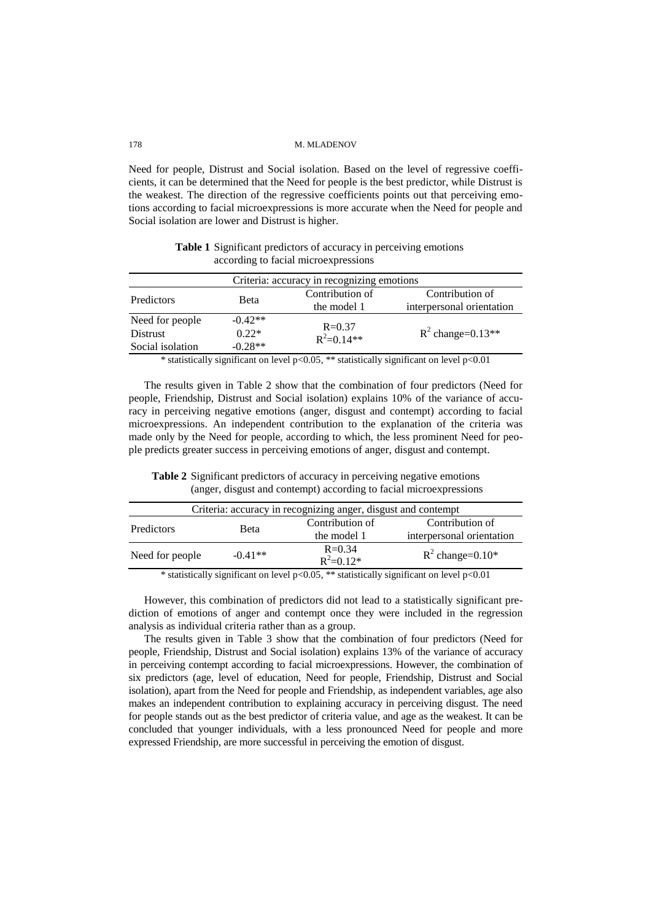Need for people, Distrust and Social isolation. Based on the level of regressive coefficients, it can be determined that the Need for people is the best predictor, while Distrust is the weakest. The direction of the regressive coefficients points out that perceiving emotions according to facial microexpressions is more accurate when the Need for people and Social isolation are lower and Distrust is higher.

**Table 1** Significant predictors of accuracy in perceiving emotions according to facial microexpressions

| Criteria: accuracy in recognizing emotions | | | |
|---|---|---|---|
| Predictors | Beta | Contribution of the model 1 | Contribution of interpersonal orientation |
| Need for people | -0.42** | $R=0.37$<br>$R^2=0.14$** | $R^2$ change=0.13** |
| Distrust | 0.22* | | |
| Social isolation | -0.28** | | |

\* statistically significant on level $p<0.05$, ** statistically significant on level $p<0.01$

The results given in Table 2 show that the combination of four predictors (Need for people, Friendship, Distrust and Social isolation) explains 10% of the variance of accuracy in perceiving negative emotions (anger, disgust and contempt) according to facial microexpressions. An independent contribution to the explanation of the criteria was made only by the Need for people, according to which, the less prominent Need for people predicts greater success in perceiving emotions of anger, disgust and contempt.

**Table 2** Significant predictors of accuracy in perceiving negative emotions (anger, disgust and contempt) according to facial microexpressions

| Criteria: accuracy in recognizing anger, disgust and contempt | | | |
|---|---|---|---|
| Predictors | Beta | Contribution of the model 1 | Contribution of interpersonal orientation |
| Need for people | -0.41** | $R=0.34$<br>$R^2=0.12$* | $R^2$ change=0.10* |

\* statistically significant on level $p<0.05$, ** statistically significant on level $p<0.01$

However, this combination of predictors did not lead to a statistically significant prediction of emotions of anger and contempt once they were included in the regression analysis as individual criteria rather than as a group.

The results given in Table 3 show that the combination of four predictors (Need for people, Friendship, Distrust and Social isolation) explains 13% of the variance of accuracy in perceiving contempt according to facial microexpressions. However, the combination of six predictors (age, level of education, Need for people, Friendship, Distrust and Social isolation), apart from the Need for people and Friendship, as independent variables, age also makes an independent contribution to explaining accuracy in perceiving disgust. The need for people stands out as the best predictor of criteria value, and age as the weakest. It can be concluded that younger individuals, with a less pronounced Need for people and more expressed Friendship, are more successful in perceiving the emotion of disgust.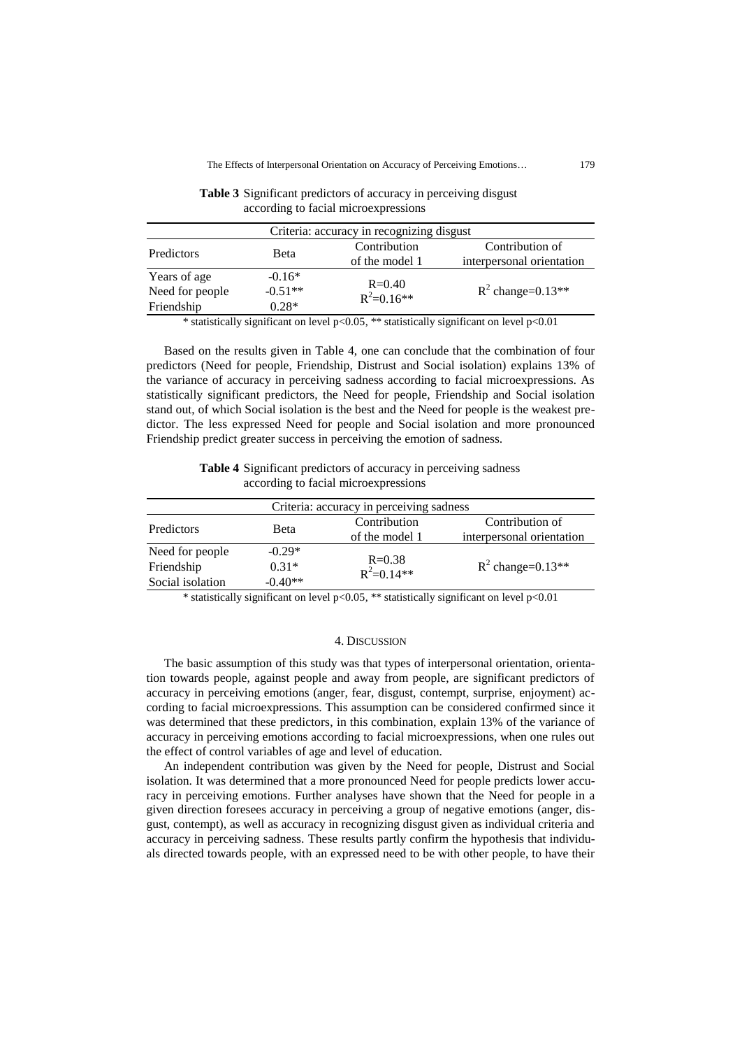**Table 3** Significant predictors of accuracy in perceiving disgust according to facial microexpressions

| Criteria: accuracy in recognizing disgust | | | |
|---|---|---|---|
| Predictors | Beta | Contribution of the model 1 | Contribution of interpersonal orientation |
| Years of age | -0.16* | $R=0.40$ $R^2=0.16$** | $R^2$ change=0.13** |
| Need for people | -0.51** | | |
| Friendship | 0.28* | | |

\* statistically significant on level $p<0.05$, ** statistically significant on level $p<0.01$

Based on the results given in Table 4, one can conclude that the combination of four predictors (Need for people, Friendship, Distrust and Social isolation) explains 13% of the variance of accuracy in perceiving sadness according to facial microexpressions. As statistically significant predictors, the Need for people, Friendship and Social isolation stand out, of which Social isolation is the best and the Need for people is the weakest predictor. The less expressed Need for people and Social isolation and more pronounced Friendship predict greater success in perceiving the emotion of sadness.

**Table 4** Significant predictors of accuracy in perceiving sadness according to facial microexpressions

| Criteria: accuracy in perceiving sadness | | | |
|---|---|---|---|
| Predictors | Beta | Contribution of the model 1 | Contribution of interpersonal orientation |
| Need for people | -0.29* | $R=0.38$ $R^2=0.14$** | $R^2$ change=0.13** |
| Friendship | 0.31* | | |
| Social isolation | -0.40** | | |

\* statistically significant on level $p<0.05$, ** statistically significant on level $p<0.01$

## 4. Discussion

The basic assumption of this study was that types of interpersonal orientation, orientation towards people, against people and away from people, are significant predictors of accuracy in perceiving emotions (anger, fear, disgust, contempt, surprise, enjoyment) according to facial microexpressions. This assumption can be considered confirmed since it was determined that these predictors, in this combination, explain 13% of the variance of accuracy in perceiving emotions according to facial microexpressions, when one rules out the effect of control variables of age and level of education.

An independent contribution was given by the Need for people, Distrust and Social isolation. It was determined that a more pronounced Need for people predicts lower accuracy in perceiving emotions. Further analyses have shown that the Need for people in a given direction foresees accuracy in perceiving a group of negative emotions (anger, disgust, contempt), as well as accuracy in recognizing disgust given as individual criteria and accuracy in perceiving sadness. These results partly confirm the hypothesis that individuals directed towards people, with an expressed need to be with other people, to have their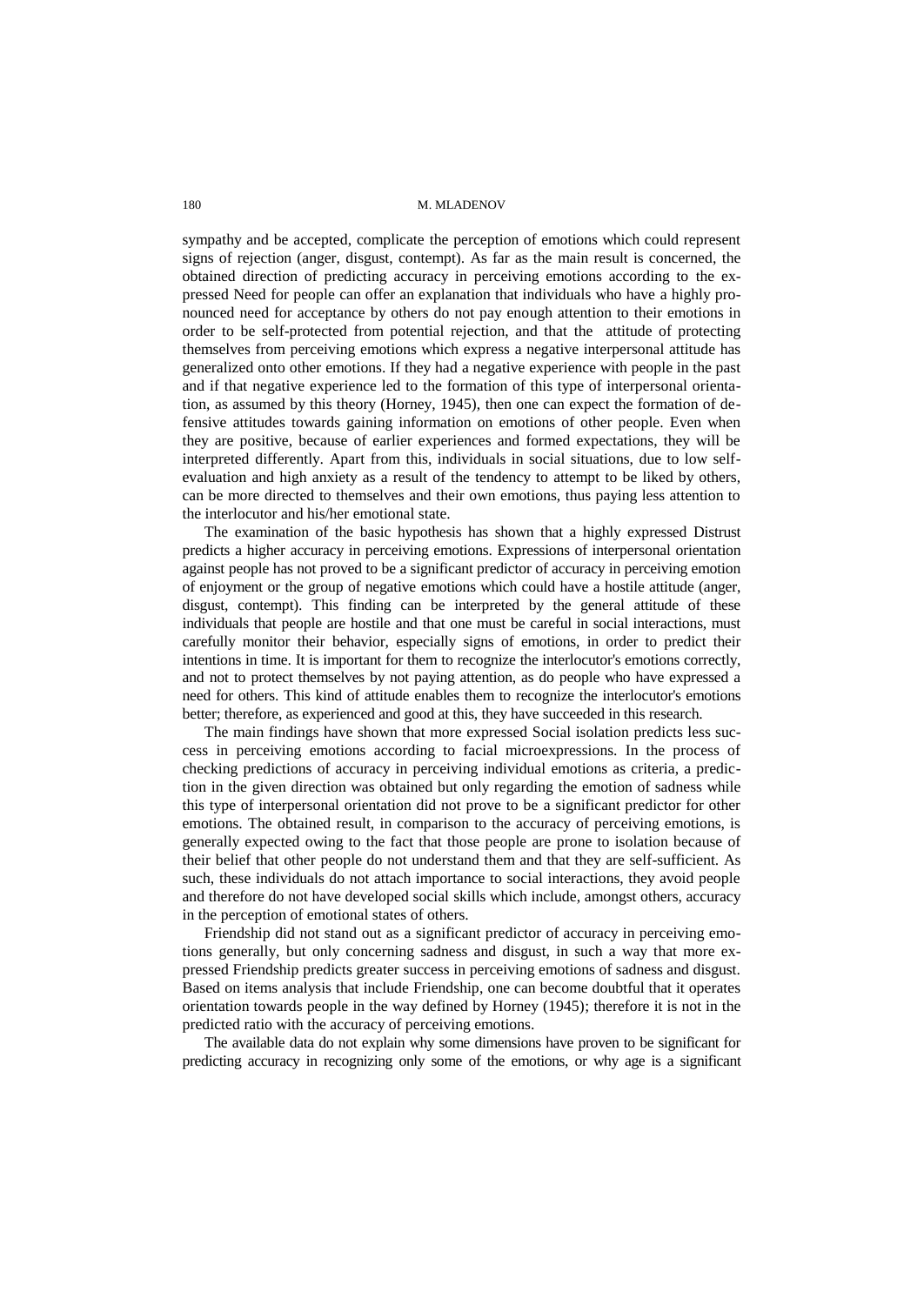sympathy and be accepted, complicate the perception of emotions which could represent signs of rejection (anger, disgust, contempt). As far as the main result is concerned, the obtained direction of predicting accuracy in perceiving emotions according to the expressed Need for people can offer an explanation that individuals who have a highly pronounced need for acceptance by others do not pay enough attention to their emotions in order to be self-protected from potential rejection, and that the attitude of protecting themselves from perceiving emotions which express a negative interpersonal attitude has generalized onto other emotions. If they had a negative experience with people in the past and if that negative experience led to the formation of this type of interpersonal orientation, as assumed by this theory (Horney, 1945), then one can expect the formation of defensive attitudes towards gaining information on emotions of other people. Even when they are positive, because of earlier experiences and formed expectations, they will be interpreted differently. Apart from this, individuals in social situations, due to low self-evaluation and high anxiety as a result of the tendency to attempt to be liked by others, can be more directed to themselves and their own emotions, thus paying less attention to the interlocutor and his/her emotional state.

The examination of the basic hypothesis has shown that a highly expressed Distrust predicts a higher accuracy in perceiving emotions. Expressions of interpersonal orientation against people has not proved to be a significant predictor of accuracy in perceiving emotion of enjoyment or the group of negative emotions which could have a hostile attitude (anger, disgust, contempt). This finding can be interpreted by the general attitude of these individuals that people are hostile and that one must be careful in social interactions, must carefully monitor their behavior, especially signs of emotions, in order to predict their intentions in time. It is important for them to recognize the interlocutor's emotions correctly, and not to protect themselves by not paying attention, as do people who have expressed a need for others. This kind of attitude enables them to recognize the interlocutor's emotions better; therefore, as experienced and good at this, they have succeeded in this research.

The main findings have shown that more expressed Social isolation predicts less success in perceiving emotions according to facial microexpressions. In the process of checking predictions of accuracy in perceiving individual emotions as criteria, a prediction in the given direction was obtained but only regarding the emotion of sadness while this type of interpersonal orientation did not prove to be a significant predictor for other emotions. The obtained result, in comparison to the accuracy of perceiving emotions, is generally expected owing to the fact that those people are prone to isolation because of their belief that other people do not understand them and that they are self-sufficient. As such, these individuals do not attach importance to social interactions, they avoid people and therefore do not have developed social skills which include, amongst others, accuracy in the perception of emotional states of others.

Friendship did not stand out as a significant predictor of accuracy in perceiving emotions generally, but only concerning sadness and disgust, in such a way that more expressed Friendship predicts greater success in perceiving emotions of sadness and disgust. Based on items analysis that include Friendship, one can become doubtful that it operates orientation towards people in the way defined by Horney (1945); therefore it is not in the predicted ratio with the accuracy of perceiving emotions.

The available data do not explain why some dimensions have proven to be significant for predicting accuracy in recognizing only some of the emotions, or why age is a significant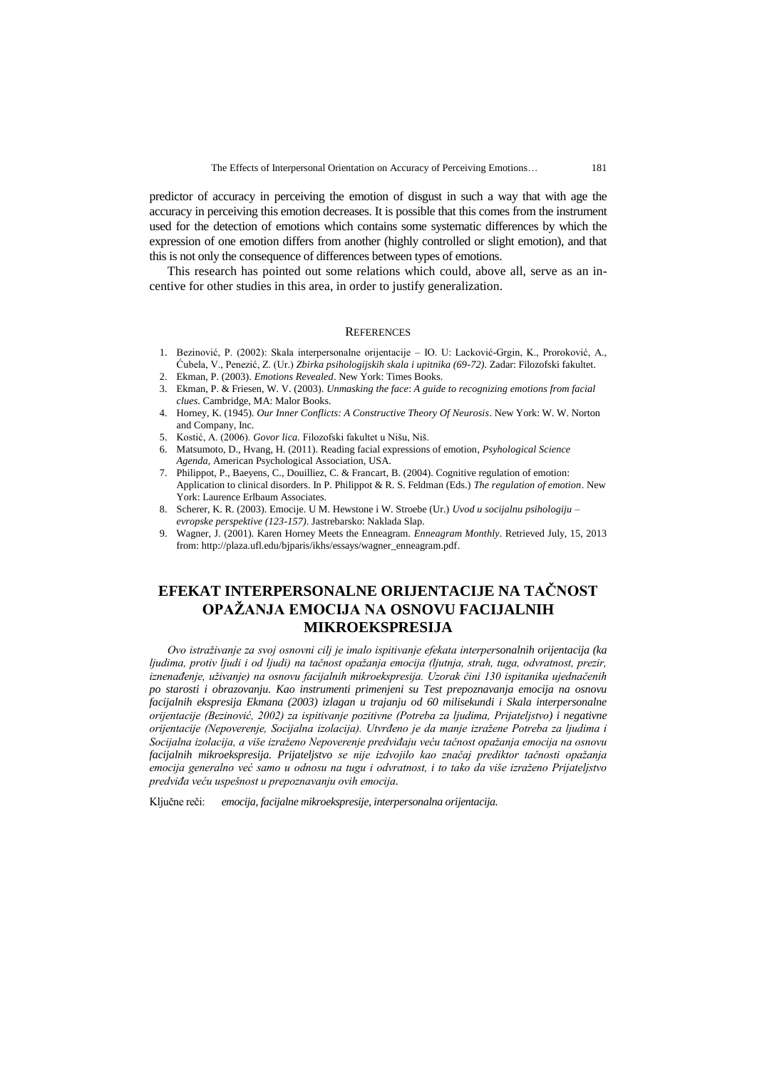predictor of accuracy in perceiving the emotion of disgust in such a way that with age the accuracy in perceiving this emotion decreases. It is possible that this comes from the instrument used for the detection of emotions which contains some systematic differences by which the expression of one emotion differs from another (highly controlled or slight emotion), and that this is not only the consequence of differences between types of emotions.

This research has pointed out some relations which could, above all, serve as an incentive for other studies in this area, in order to justify generalization.

## REFERENCES

1. Bezinović, P. (2002): Skala interpersonalne orijentacije – IO. U: Lacković-Grgin, K., Proroković, A., Ćubela, V., Penezić, Z. (Ur.) *Zbirka psihologijskih skala i upitnika (69-72)*. Zadar: Filozofski fakultet.
2. Ekman, P. (2003). *Emotions Revealed*. New York: Times Books.
3. Ekman, P. & Friesen, W. V. (2003). *Unmasking the face*: *A guide to recognizing emotions from facial clues*. Cambridge, MA: Malor Books.
4. Horney, K. (1945). *Our Inner Conflicts: A Constructive Theory Of Neurosis*. New York: W. W. Norton and Company, Inc.
5. Kostić, A. (2006). *Govor lica.* Filozofski fakultet u Nišu, Niš.
6. Matsumoto, D., Hvang, H. (2011). Reading facial expressions of emotion, *Psyhological Science Agenda*, American Psychological Association, USA.
7. Philippot, P., Baeyens, C., Douilliez, C. & Francart, B. (2004). Cognitive regulation of emotion: Application to clinical disorders. In P. Philippot & R. S. Feldman (Eds.) *The regulation of emotion*. New York: Laurence Erlbaum Associates.
8. Scherer, K. R. (2003). Emocije. U M. Hewstone i W. Stroebe (Ur.) *Uvod u socijalnu psihologiju – evropske perspektive (123-157)*. Jastrebarsko: Naklada Slap.
9. Wagner, J. (2001). Karen Horney Meets the Enneagram. *Enneagram Monthly*. Retrieved July, 15, 2013 from: http://plaza.ufl.edu/bjparis/ikhs/essays/wagner_enneagram.pdf.

# EFEKAT INTERPERSONALNE ORIJENTACIJE NA TAČNOST OPAŽANJA EMOCIJA NA OSNOVU FACIJALNIH MIKROEKSPRESIJA

*Ovo istraživanje za svoj osnovni cilj je imalo ispitivanje efekata interpersonalnih orijentacija (ka ljudima, protiv ljudi i od ljudi) na tačnost opažanja emocija (ljutnja, strah, tuga, odvratnost, prezir, iznenađenje, uživanje) na osnovu facijalnih mikroekspresija. Uzorak čini 130 ispitanika ujednačenih po starosti i obrazovanju. Kao instrumenti primenjeni su Test prepoznavanja emocija na osnovu facijalnih ekspresija Ekmana (2003) izlagan u trajanju od 60 milisekundi i Skala interpersonalne orijentacije (Bezinović, 2002) za ispitivanje pozitivne (Potreba za ljudima, Prijateljstvo) i negativne orijentacije (Nepoverenje, Socijalna izolacija). Utvrđeno je da manje izražene Potreba za ljudima i Socijalna izolacija, a više izraženo Nepoverenje predviđaju veću tačnost opažanja emocija na osnovu facijalnih mikroekspresija. Prijateljstvo se nije izdvojilo kao značaj prediktor tačnosti opažanja emocija generalno već samo u odnosu na tugu i odvratnost, i to tako da više izraženo Prijateljstvo predviđa veću uspešnost u prepoznavanju ovih emocija.*

Ključne reči: *emocija, facijalne mikroekspresije, interpersonalna orijentacija.*